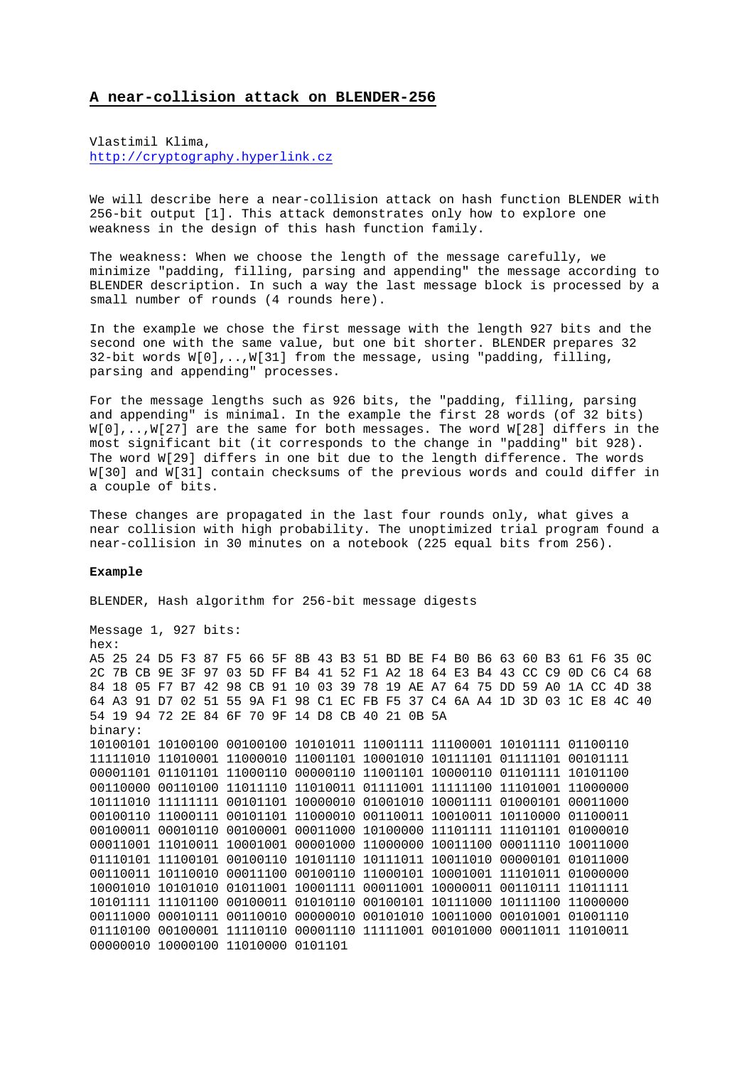## A near-collision attack on BLENDER-256

Vlastimil Klima,
http://cryptography.hyperlink.cz

We will describe here a near-collision attack on hash function BLENDER with 256-bit output [1]. This attack demonstrates only how to explore one weakness in the design of this hash function family.

The weakness: When we choose the length of the message carefully, we minimize "padding, filling, parsing and appending" the message according to BLENDER description. In such a way the last message block is processed by a small number of rounds (4 rounds here).

In the example we chose the first message with the length 927 bits and the second one with the same value, but one bit shorter. BLENDER prepares 32 32-bit words W[0],..,W[31] from the message, using "padding, filling, parsing and appending" processes.

For the message lengths such as 926 bits, the "padding, filling, parsing and appending" is minimal. In the example the first 28 words (of 32 bits) W[0],..,W[27] are the same for both messages. The word W[28] differs in the most significant bit (it corresponds to the change in "padding" bit 928). The word W[29] differs in one bit due to the length difference. The words W[30] and W[31] contain checksums of the previous words and could differ in a couple of bits.

These changes are propagated in the last four rounds only, what gives a near collision with high probability. The unoptimized trial program found a near-collision in 30 minutes on a notebook (225 equal bits from 256).

**Example**

BLENDER, Hash algorithm for 256-bit message digests

Message 1, 927 bits:

hex:

```
A5 25 24 D5 F3 87 F5 66 5F 8B 43 B3 51 BD BE F4 B0 B6 63 60 B3 61 F6 35 0C
2C 7B CB 9E 3F 97 03 5D FF B4 41 52 F1 A2 18 64 E3 B4 43 CC C9 0D C6 C4 68
84 18 05 F7 B7 42 98 CB 91 10 03 39 78 19 AE A7 64 75 DD 59 A0 1A CC 4D 38
64 A3 91 D7 02 51 55 9A F1 98 C1 EC FB F5 37 C4 6A A4 1D 3D 03 1C E8 4C 40
54 19 94 72 2E 84 6F 70 9F 14 D8 CB 40 21 0B 5A
```

binary:

```
10100101 10100100 00100100 10101011 11001111 11100001 10101111 01100110
11111010 11010001 11000010 11001101 10001010 10111101 01111101 00101111
00001101 01101101 11000110 00000110 11001101 10000110 01101111 10101100
00110000 00110100 11011110 11010011 01111001 11111100 11101001 11000000
10111010 11111111 00101101 10000010 01001010 10001111 01000101 00011000
00100110 11000111 00101101 11000010 00110011 10010011 10110000 01100011
00100011 00010110 00100001 00011000 10100000 11101111 11101101 01000010
00011001 11010011 10001001 00001000 11000000 10011100 00011110 10011000
01110101 11100101 00100110 10101110 10111011 10011010 00000101 01011000
00110011 10110010 00011100 00100110 11000101 10001001 11101011 01000000
10001010 10101010 01011001 10001111 00011001 10000011 00110111 11011111
10101111 11101100 00100011 01010110 00100101 10111000 10111100 11000000
00111000 00010111 00110010 00000010 00101010 10011000 00101001 01001110
01110100 00100001 11110110 00001110 11111001 00101000 00011011 11010011
00000010 10000100 11010000 0101101
```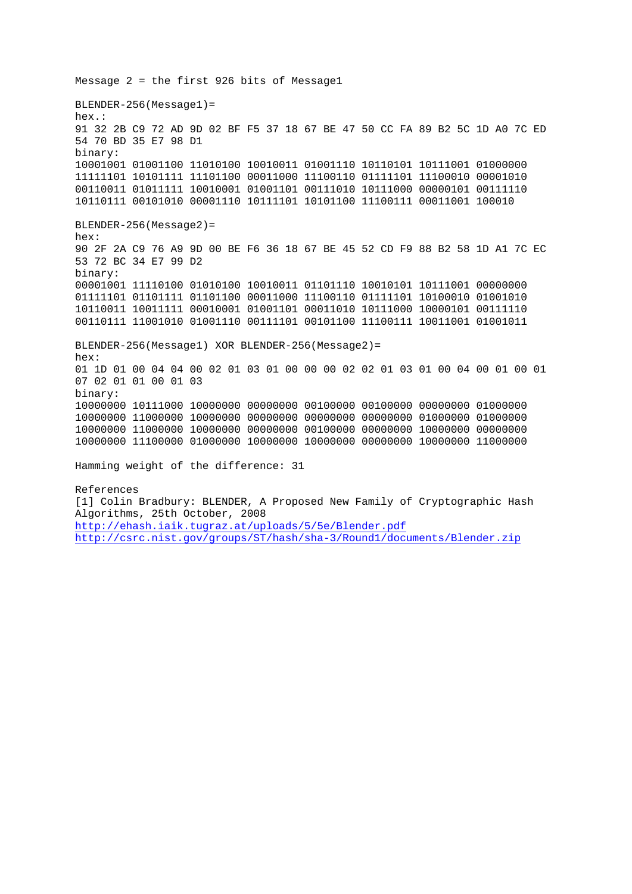Message 2 = the first 926 bits of Message1

BLENDER-256(Message1)=
hex.:
```
91 32 2B C9 72 AD 9D 02 BF F5 37 18 67 BE 47 50 CC FA 89 B2 5C 1D A0 7C ED
54 70 BD 35 E7 98 D1
```
binary:
```
10001001 01001100 11010100 10010011 01001110 10110101 10111001 01000000
11111101 10101111 11101100 00011000 11100110 01111101 11100010 00001010
00110011 01011111 10010001 01001101 00111010 10111000 00000101 00111110
10110111 00101010 00001110 10111101 10101100 11100111 00011001 100010
```

BLENDER-256(Message2)=
hex:
```
90 2F 2A C9 76 A9 9D 00 BE F6 36 18 67 BE 45 52 CD F9 88 B2 58 1D A1 7C EC
53 72 BC 34 E7 99 D2
```
binary:
```
00001001 11110100 01010100 10010011 01101110 10010101 10111001 00000000
01111101 01101111 01101100 00011000 11100110 01111101 10100010 01001010
10110011 10011111 00010001 01001101 00011010 10111000 10000101 00111110
00110111 11001010 01001110 00111101 00101100 11100111 10011001 01001011
```

BLENDER-256(Message1) XOR BLENDER-256(Message2)=
hex:
```
01 1D 01 00 04 04 00 02 01 03 01 00 00 00 02 02 01 03 01 00 04 00 01 00 01
07 02 01 01 00 01 03
```
binary:
```
10000000 10111000 10000000 00000000 00100000 00100000 00000000 01000000
10000000 11000000 10000000 00000000 00000000 00000000 01000000 01000000
10000000 11000000 10000000 00000000 00100000 00000000 10000000 00000000
10000000 11100000 01000000 10000000 10000000 00000000 10000000 11000000
```

Hamming weight of the difference: 31

References

[1] Colin Bradbury: BLENDER, A Proposed New Family of Cryptographic Hash Algorithms, 25th October, 2008
http://ehash.iaik.tugraz.at/uploads/5/5e/Blender.pdf
http://csrc.nist.gov/groups/ST/hash/sha-3/Round1/documents/Blender.zip